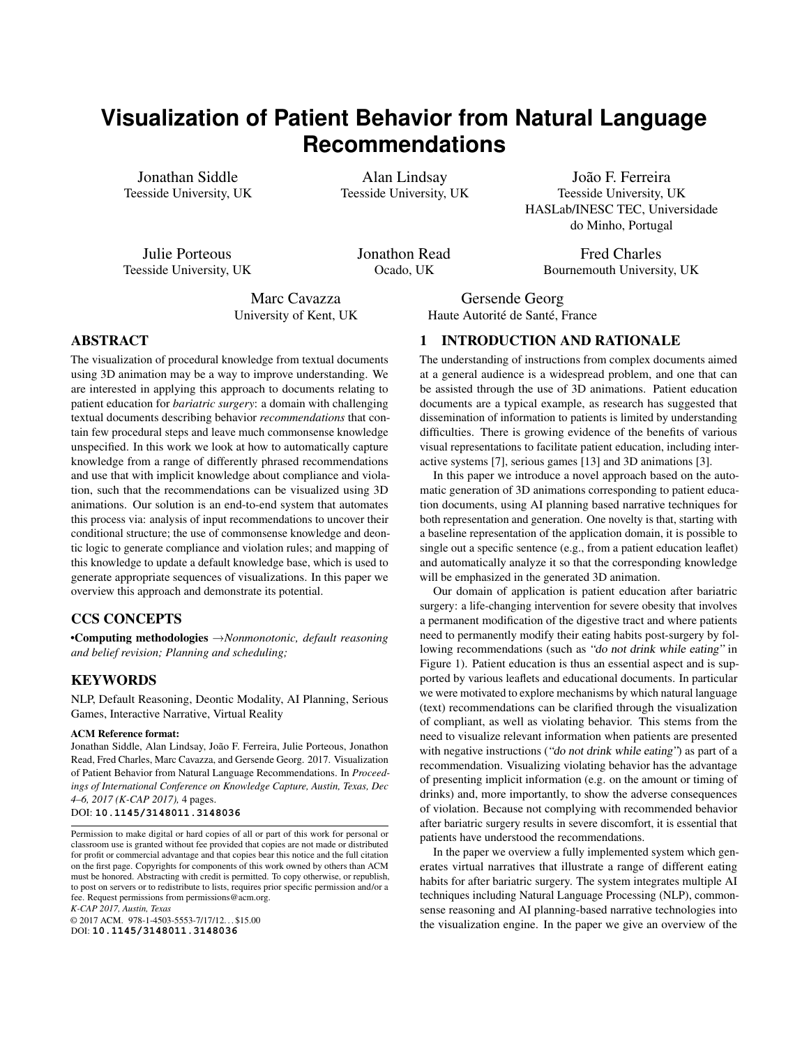# Visualization of Patient Behavior from Natural Language Recommendations

Jonathan Siddle
Teesside University, UK

Alan Lindsay
Teesside University, UK

João F. Ferreira
Teesside University, UK
HASLab/INESC TEC, Universidade do Minho, Portugal

Julie Porteous
Teesside University, UK

Jonathon Read
Ocado, UK

Fred Charles
Bournemouth University, UK

Marc Cavazza
University of Kent, UK

Gersende Georg
Haute Autorité de Santé, France

## ABSTRACT

The visualization of procedural knowledge from textual documents using 3D animation may be a way to improve understanding. We are interested in applying this approach to documents relating to patient education for *bariatric surgery*: a domain with challenging textual documents describing behavior *recommendations* that contain few procedural steps and leave much commonsense knowledge unspecified. In this work we look at how to automatically capture knowledge from a range of differently phrased recommendations and use that with implicit knowledge about compliance and violation, such that the recommendations can be visualized using 3D animations. Our solution is an end-to-end system that automates this process via: analysis of input recommendations to uncover their conditional structure; the use of commonsense knowledge and deontic logic to generate compliance and violation rules; and mapping of this knowledge to update a default knowledge base, which is used to generate appropriate sequences of visualizations. In this paper we overview this approach and demonstrate its potential.

## CCS CONCEPTS

•**Computing methodologies** →*Nonmonotonic, default reasoning and belief revision; Planning and scheduling;*

## KEYWORDS

NLP, Default Reasoning, Deontic Modality, AI Planning, Serious Games, Interactive Narrative, Virtual Reality

**ACM Reference format:**
Jonathan Siddle, Alan Lindsay, João F. Ferreira, Julie Porteous, Jonathon Read, Fred Charles, Marc Cavazza, and Gersende Georg. 2017. Visualization of Patient Behavior from Natural Language Recommendations. In *Proceedings of International Conference on Knowledge Capture, Austin, Texas, Dec 4–6, 2017 (K-CAP 2017),* 4 pages.
DOI: 10.1145/3148011.3148036

Permission to make digital or hard copies of all or part of this work for personal or classroom use is granted without fee provided that copies are not made or distributed for profit or commercial advantage and that copies bear this notice and the full citation on the first page. Copyrights for components of this work owned by others than ACM must be honored. Abstracting with credit is permitted. To copy otherwise, or republish, to post on servers or to redistribute to lists, requires prior specific permission and/or a fee. Request permissions from permissions@acm.org.
*K-CAP 2017, Austin, Texas*
© 2017 ACM. 978-1-4503-5553-7/17/12...$15.00
DOI: 10.1145/3148011.3148036

## 1 INTRODUCTION AND RATIONALE

The understanding of instructions from complex documents aimed at a general audience is a widespread problem, and one that can be assisted through the use of 3D animations. Patient education documents are a typical example, as research has suggested that dissemination of information to patients is limited by understanding difficulties. There is growing evidence of the benefits of various visual representations to facilitate patient education, including interactive systems [7], serious games [13] and 3D animations [3].

In this paper we introduce a novel approach based on the automatic generation of 3D animations corresponding to patient education documents, using AI planning based narrative techniques for both representation and generation. One novelty is that, starting with a baseline representation of the application domain, it is possible to single out a specific sentence (e.g., from a patient education leaflet) and automatically analyze it so that the corresponding knowledge will be emphasized in the generated 3D animation.

Our domain of application is patient education after bariatric surgery: a life-changing intervention for severe obesity that involves a permanent modification of the digestive tract and where patients need to permanently modify their eating habits post-surgery by following recommendations (such as *"do not drink while eating"* in Figure 1). Patient education is thus an essential aspect and is supported by various leaflets and educational documents. In particular we were motivated to explore mechanisms by which natural language (text) recommendations can be clarified through the visualization of compliant, as well as violating behavior. This stems from the need to visualize relevant information when patients are presented with negative instructions (*"do not drink while eating"*) as part of a recommendation. Visualizing violating behavior has the advantage of presenting implicit information (e.g. on the amount or timing of drinks) and, more importantly, to show the adverse consequences of violation. Because not complying with recommended behavior after bariatric surgery results in severe discomfort, it is essential that patients have understood the recommendations.

In the paper we overview a fully implemented system which generates virtual narratives that illustrate a range of different eating habits for after bariatric surgery. The system integrates multiple AI techniques including Natural Language Processing (NLP), commonsense reasoning and AI planning-based narrative technologies into the visualization engine. In the paper we give an overview of the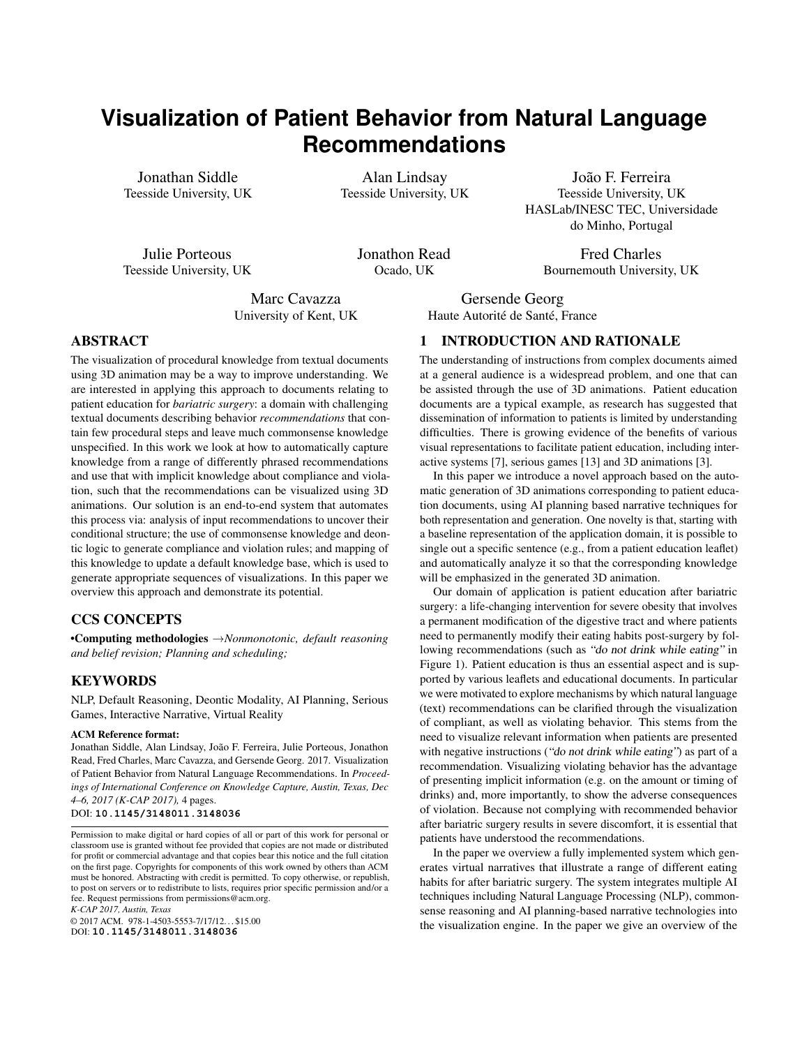# Visualization of Patient Behavior from Natural Language Recommendations

Jonathan Siddle
Teesside University, UK

Alan Lindsay
Teesside University, UK

João F. Ferreira
Teesside University, UK
HASLab/INESC TEC, Universidade do Minho, Portugal

Julie Porteous
Teesside University, UK

Jonathon Read
Ocado, UK

Fred Charles
Bournemouth University, UK

Marc Cavazza
University of Kent, UK

Gersende Georg
Haute Autorité de Santé, France

## ABSTRACT

The visualization of procedural knowledge from textual documents using 3D animation may be a way to improve understanding. We are interested in applying this approach to documents relating to patient education for *bariatric surgery*: a domain with challenging textual documents describing behavior *recommendations* that contain few procedural steps and leave much commonsense knowledge unspecified. In this work we look at how to automatically capture knowledge from a range of differently phrased recommendations and use that with implicit knowledge about compliance and violation, such that the recommendations can be visualized using 3D animations. Our solution is an end-to-end system that automates this process via: analysis of input recommendations to uncover their conditional structure; the use of commonsense knowledge and deontic logic to generate compliance and violation rules; and mapping of this knowledge to update a default knowledge base, which is used to generate appropriate sequences of visualizations. In this paper we overview this approach and demonstrate its potential.

## CCS CONCEPTS

•**Computing methodologies** →*Nonmonotonic, default reasoning and belief revision; Planning and scheduling;*

## KEYWORDS

NLP, Default Reasoning, Deontic Modality, AI Planning, Serious Games, Interactive Narrative, Virtual Reality

**ACM Reference format:**
Jonathan Siddle, Alan Lindsay, João F. Ferreira, Julie Porteous, Jonathon Read, Fred Charles, Marc Cavazza, and Gersende Georg. 2017. Visualization of Patient Behavior from Natural Language Recommendations. In *Proceedings of International Conference on Knowledge Capture, Austin, Texas, Dec 4–6, 2017 (K-CAP 2017),* 4 pages.
DOI: 10.1145/3148011.3148036

Permission to make digital or hard copies of all or part of this work for personal or classroom use is granted without fee provided that copies are not made or distributed for profit or commercial advantage and that copies bear this notice and the full citation on the first page. Copyrights for components of this work owned by others than ACM must be honored. Abstracting with credit is permitted. To copy otherwise, or republish, to post on servers or to redistribute to lists, requires prior specific permission and/or a fee. Request permissions from permissions@acm.org.
*K-CAP 2017, Austin, Texas*
© 2017 ACM. 978-1-4503-5553-7/17/12. . . $15.00
DOI: 10.1145/3148011.3148036

## 1 INTRODUCTION AND RATIONALE

The understanding of instructions from complex documents aimed at a general audience is a widespread problem, and one that can be assisted through the use of 3D animations. Patient education documents are a typical example, as research has suggested that dissemination of information to patients is limited by understanding difficulties. There is growing evidence of the benefits of various visual representations to facilitate patient education, including interactive systems [7], serious games [13] and 3D animations [3].

In this paper we introduce a novel approach based on the automatic generation of 3D animations corresponding to patient education documents, using AI planning based narrative techniques for both representation and generation. One novelty is that, starting with a baseline representation of the application domain, it is possible to single out a specific sentence (e.g., from a patient education leaflet) and automatically analyze it so that the corresponding knowledge will be emphasized in the generated 3D animation.

Our domain of application is patient education after bariatric surgery: a life-changing intervention for severe obesity that involves a permanent modification of the digestive tract and where patients need to permanently modify their eating habits post-surgery by following recommendations (such as *"do not drink while eating"* in Figure 1). Patient education is thus an essential aspect and is supported by various leaflets and educational documents. In particular we were motivated to explore mechanisms by which natural language (text) recommendations can be clarified through the visualization of compliant, as well as violating behavior. This stems from the need to visualize relevant information when patients are presented with negative instructions (*"do not drink while eating"*) as part of a recommendation. Visualizing violating behavior has the advantage of presenting implicit information (e.g. on the amount or timing of drinks) and, more importantly, to show the adverse consequences of violation. Because not complying with recommended behavior after bariatric surgery results in severe discomfort, it is essential that patients have understood the recommendations.

In the paper we overview a fully implemented system which generates virtual narratives that illustrate a range of different eating habits for after bariatric surgery. The system integrates multiple AI techniques including Natural Language Processing (NLP), commonsense reasoning and AI planning-based narrative technologies into the visualization engine. In the paper we give an overview of the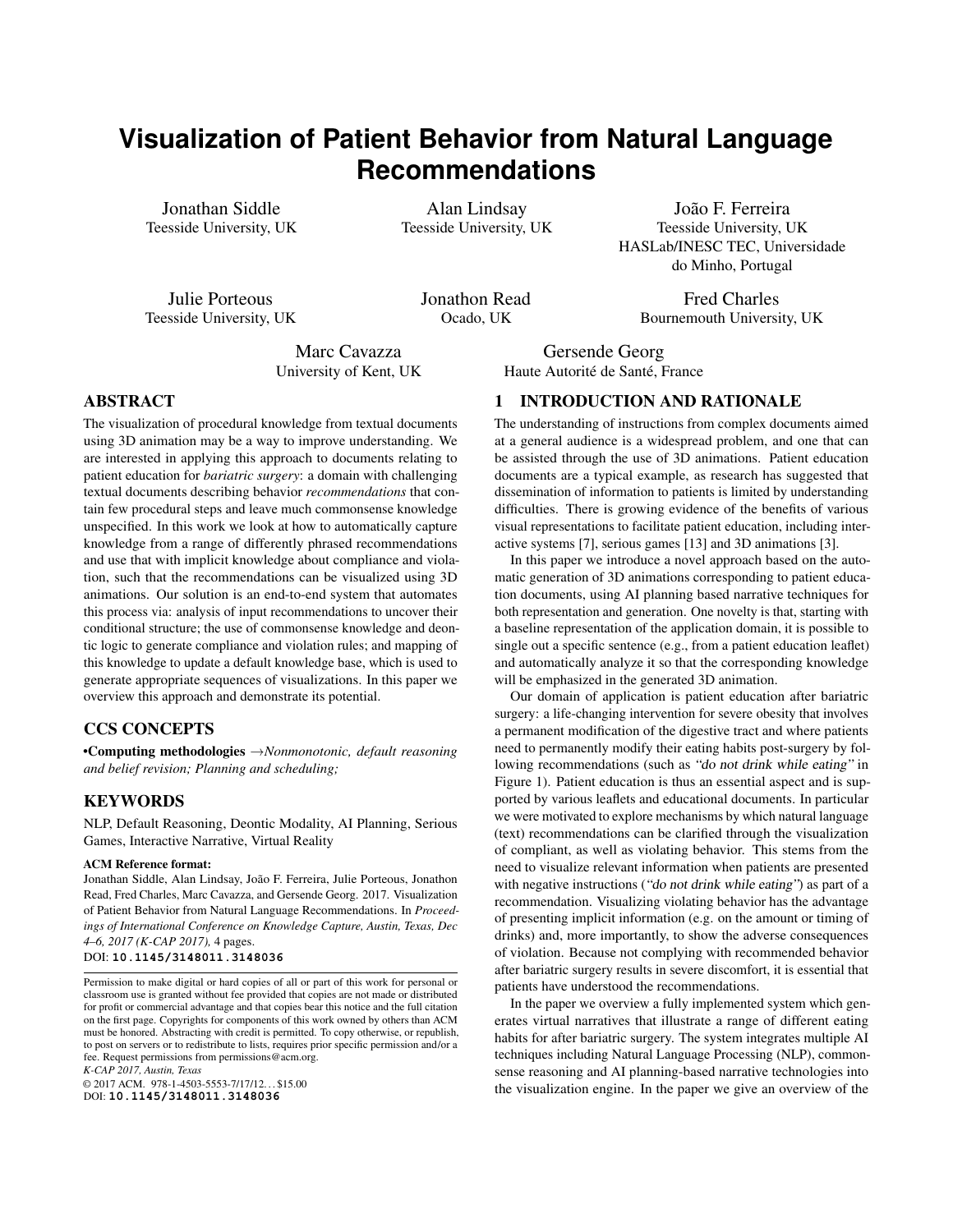# Visualization of Patient Behavior from Natural Language Recommendations

Jonathan Siddle
Teesside University, UK

Alan Lindsay
Teesside University, UK

João F. Ferreira
Teesside University, UK
HASLab/INESC TEC, Universidade do Minho, Portugal

Julie Porteous
Teesside University, UK

Jonathon Read
Ocado, UK

Fred Charles
Bournemouth University, UK

Marc Cavazza
University of Kent, UK

Gersende Georg
Haute Autorité de Santé, France

## ABSTRACT

The visualization of procedural knowledge from textual documents using 3D animation may be a way to improve understanding. We are interested in applying this approach to documents relating to patient education for *bariatric surgery*: a domain with challenging textual documents describing behavior *recommendations* that contain few procedural steps and leave much commonsense knowledge unspecified. In this work we look at how to automatically capture knowledge from a range of differently phrased recommendations and use that with implicit knowledge about compliance and violation, such that the recommendations can be visualized using 3D animations. Our solution is an end-to-end system that automates this process via: analysis of input recommendations to uncover their conditional structure; the use of commonsense knowledge and deontic logic to generate compliance and violation rules; and mapping of this knowledge to update a default knowledge base, which is used to generate appropriate sequences of visualizations. In this paper we overview this approach and demonstrate its potential.

## CCS CONCEPTS

•**Computing methodologies** →*Nonmonotonic, default reasoning and belief revision; Planning and scheduling;*

## KEYWORDS

NLP, Default Reasoning, Deontic Modality, AI Planning, Serious Games, Interactive Narrative, Virtual Reality

**ACM Reference format:**
Jonathan Siddle, Alan Lindsay, João F. Ferreira, Julie Porteous, Jonathon Read, Fred Charles, Marc Cavazza, and Gersende Georg. 2017. Visualization of Patient Behavior from Natural Language Recommendations. In *Proceedings of International Conference on Knowledge Capture, Austin, Texas, Dec 4–6, 2017 (K-CAP 2017),* 4 pages.
DOI: 10.1145/3148011.3148036

Permission to make digital or hard copies of all or part of this work for personal or classroom use is granted without fee provided that copies are not made or distributed for profit or commercial advantage and that copies bear this notice and the full citation on the first page. Copyrights for components of this work owned by others than ACM must be honored. Abstracting with credit is permitted. To copy otherwise, or republish, to post on servers or to redistribute to lists, requires prior specific permission and/or a fee. Request permissions from permissions@acm.org.
*K-CAP 2017, Austin, Texas*
© 2017 ACM. 978-1-4503-5553-7/17/12...$15.00
DOI: 10.1145/3148011.3148036

## 1 INTRODUCTION AND RATIONALE

The understanding of instructions from complex documents aimed at a general audience is a widespread problem, and one that can be assisted through the use of 3D animations. Patient education documents are a typical example, as research has suggested that dissemination of information to patients is limited by understanding difficulties. There is growing evidence of the benefits of various visual representations to facilitate patient education, including interactive systems [7], serious games [13] and 3D animations [3].

In this paper we introduce a novel approach based on the automatic generation of 3D animations corresponding to patient education documents, using AI planning based narrative techniques for both representation and generation. One novelty is that, starting with a baseline representation of the application domain, it is possible to single out a specific sentence (e.g., from a patient education leaflet) and automatically analyze it so that the corresponding knowledge will be emphasized in the generated 3D animation.

Our domain of application is patient education after bariatric surgery: a life-changing intervention for severe obesity that involves a permanent modification of the digestive tract and where patients need to permanently modify their eating habits post-surgery by following recommendations (such as *"do not drink while eating"* in Figure 1). Patient education is thus an essential aspect and is supported by various leaflets and educational documents. In particular we were motivated to explore mechanisms by which natural language (text) recommendations can be clarified through the visualization of compliant, as well as violating behavior. This stems from the need to visualize relevant information when patients are presented with negative instructions (*"do not drink while eating"*) as part of a recommendation. Visualizing violating behavior has the advantage of presenting implicit information (e.g. on the amount or timing of drinks) and, more importantly, to show the adverse consequences of violation. Because not complying with recommended behavior after bariatric surgery results in severe discomfort, it is essential that patients have understood the recommendations.

In the paper we overview a fully implemented system which generates virtual narratives that illustrate a range of different eating habits for after bariatric surgery. The system integrates multiple AI techniques including Natural Language Processing (NLP), commonsense reasoning and AI planning-based narrative technologies into the visualization engine. In the paper we give an overview of the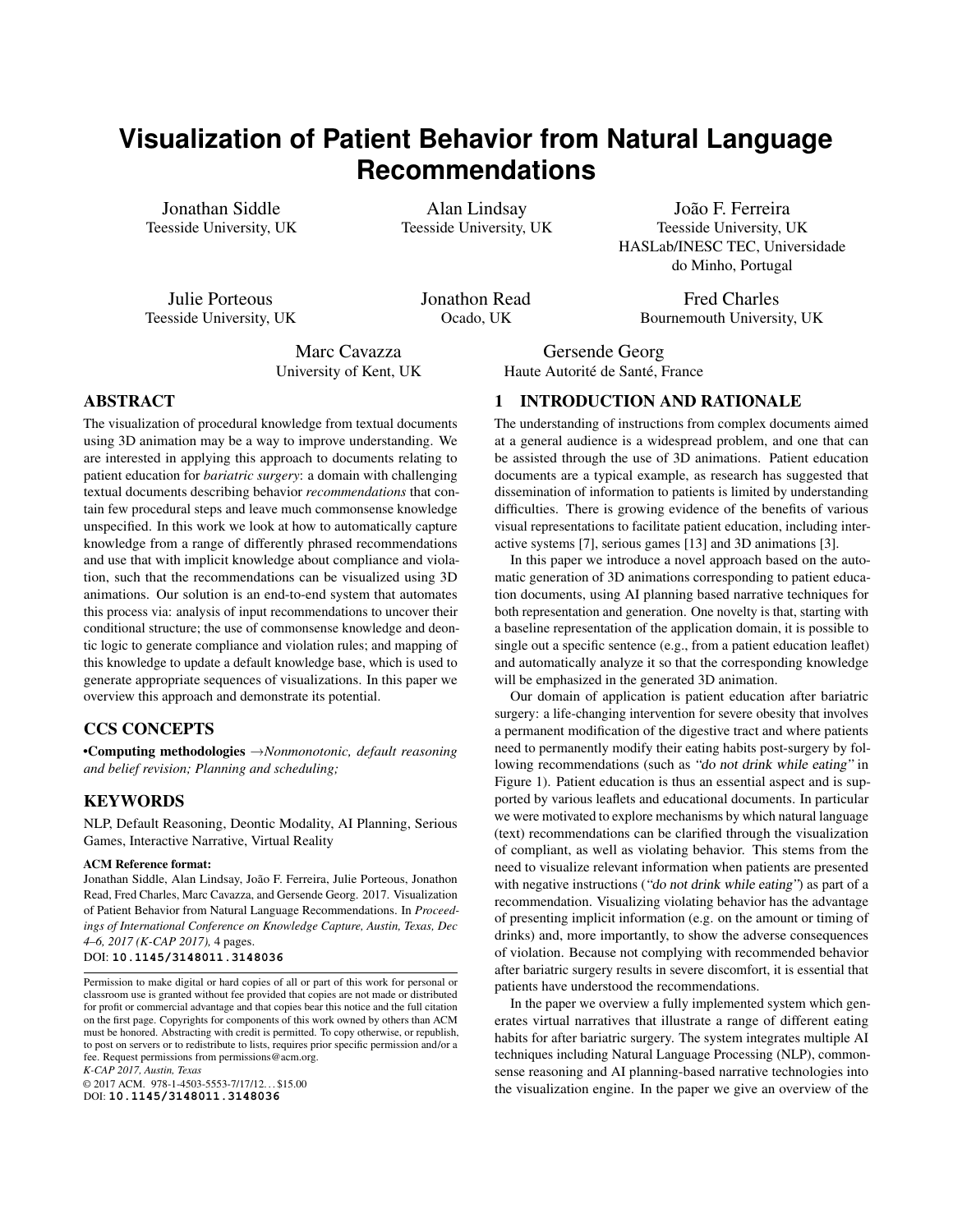# Visualization of Patient Behavior from Natural Language Recommendations

Jonathan Siddle
Teesside University, UK

Alan Lindsay
Teesside University, UK

João F. Ferreira
Teesside University, UK
HASLab/INESC TEC, Universidade do Minho, Portugal

Julie Porteous
Teesside University, UK

Jonathon Read
Ocado, UK

Fred Charles
Bournemouth University, UK

Marc Cavazza
University of Kent, UK

Gersende Georg
Haute Autorité de Santé, France

## ABSTRACT

The visualization of procedural knowledge from textual documents using 3D animation may be a way to improve understanding. We are interested in applying this approach to documents relating to patient education for *bariatric surgery*: a domain with challenging textual documents describing behavior *recommendations* that contain few procedural steps and leave much commonsense knowledge unspecified. In this work we look at how to automatically capture knowledge from a range of differently phrased recommendations and use that with implicit knowledge about compliance and violation, such that the recommendations can be visualized using 3D animations. Our solution is an end-to-end system that automates this process via: analysis of input recommendations to uncover their conditional structure; the use of commonsense knowledge and deontic logic to generate compliance and violation rules; and mapping of this knowledge to update a default knowledge base, which is used to generate appropriate sequences of visualizations. In this paper we overview this approach and demonstrate its potential.

## CCS CONCEPTS

•**Computing methodologies** →*Nonmonotonic, default reasoning and belief revision; Planning and scheduling;*

## KEYWORDS

NLP, Default Reasoning, Deontic Modality, AI Planning, Serious Games, Interactive Narrative, Virtual Reality

**ACM Reference format:**
Jonathan Siddle, Alan Lindsay, João F. Ferreira, Julie Porteous, Jonathon Read, Fred Charles, Marc Cavazza, and Gersende Georg. 2017. Visualization of Patient Behavior from Natural Language Recommendations. In *Proceedings of International Conference on Knowledge Capture, Austin, Texas, Dec 4–6, 2017 (K-CAP 2017),* 4 pages.
DOI: 10.1145/3148011.3148036

Permission to make digital or hard copies of all or part of this work for personal or classroom use is granted without fee provided that copies are not made or distributed for profit or commercial advantage and that copies bear this notice and the full citation on the first page. Copyrights for components of this work owned by others than ACM must be honored. Abstracting with credit is permitted. To copy otherwise, or republish, to post on servers or to redistribute to lists, requires prior specific permission and/or a fee. Request permissions from permissions@acm.org.
*K-CAP 2017, Austin, Texas*
© 2017 ACM. 978-1-4503-5553-7/17/12...$15.00
DOI: 10.1145/3148011.3148036

## 1 INTRODUCTION AND RATIONALE

The understanding of instructions from complex documents aimed at a general audience is a widespread problem, and one that can be assisted through the use of 3D animations. Patient education documents are a typical example, as research has suggested that dissemination of information to patients is limited by understanding difficulties. There is growing evidence of the benefits of various visual representations to facilitate patient education, including interactive systems [7], serious games [13] and 3D animations [3].

In this paper we introduce a novel approach based on the automatic generation of 3D animations corresponding to patient education documents, using AI planning based narrative techniques for both representation and generation. One novelty is that, starting with a baseline representation of the application domain, it is possible to single out a specific sentence (e.g., from a patient education leaflet) and automatically analyze it so that the corresponding knowledge will be emphasized in the generated 3D animation.

Our domain of application is patient education after bariatric surgery: a life-changing intervention for severe obesity that involves a permanent modification of the digestive tract and where patients need to permanently modify their eating habits post-surgery by following recommendations (such as *"do not drink while eating"* in Figure 1). Patient education is thus an essential aspect and is supported by various leaflets and educational documents. In particular we were motivated to explore mechanisms by which natural language (text) recommendations can be clarified through the visualization of compliant, as well as violating behavior. This stems from the need to visualize relevant information when patients are presented with negative instructions (*"do not drink while eating"*) as part of a recommendation. Visualizing violating behavior has the advantage of presenting implicit information (e.g. on the amount or timing of drinks) and, more importantly, to show the adverse consequences of violation. Because not complying with recommended behavior after bariatric surgery results in severe discomfort, it is essential that patients have understood the recommendations.

In the paper we overview a fully implemented system which generates virtual narratives that illustrate a range of different eating habits for after bariatric surgery. The system integrates multiple AI techniques including Natural Language Processing (NLP), commonsense reasoning and AI planning-based narrative technologies into the visualization engine. In the paper we give an overview of the